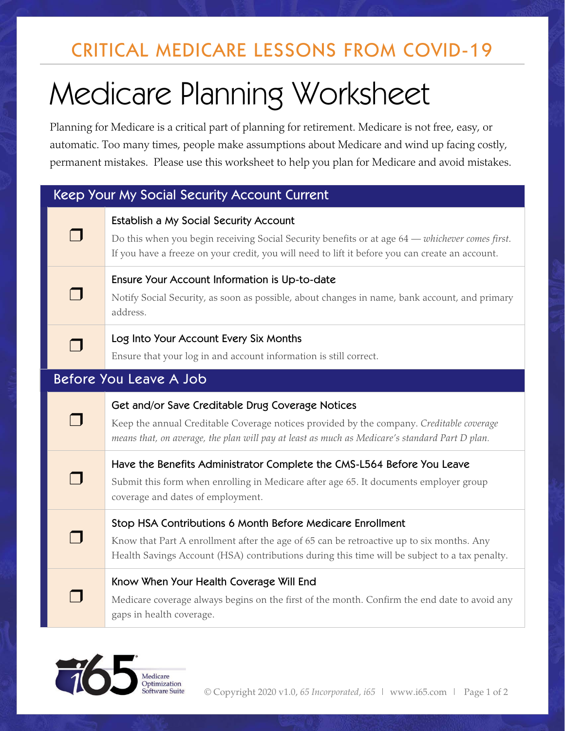CRITICAL MEDICARE LESSONS FROM COVID-19

# Medicare Planning Worksheet

Planning for Medicare is a critical part of planning for retirement. Medicare is not free, easy, or automatic. Too many times, people make assumptions about Medicare and wind up facing costly, permanent mistakes. Please use this worksheet to help you plan for Medicare and avoid mistakes.

## Keep Your My Social Security Account Current

- [ ] **Establish a My Social Security Account**
  Do this when you begin receiving Social Security benefits or at age 64 — *whichever comes first*. If you have a freeze on your credit, you will need to lift it before you can create an account.

- [ ] **Ensure Your Account Information is Up-to-date**
  Notify Social Security, as soon as possible, about changes in name, bank account, and primary address.

- [ ] **Log Into Your Account Every Six Months**
  Ensure that your log in and account information is still correct.

## Before You Leave A Job

- [ ] **Get and/or Save Creditable Drug Coverage Notices**
  Keep the annual Creditable Coverage notices provided by the company. *Creditable coverage means that, on average, the plan will pay at least as much as Medicare's standard Part D plan.*

- [ ] **Have the Benefits Administrator Complete the CMS-L564 Before You Leave**
  Submit this form when enrolling in Medicare after age 65. It documents employer group coverage and dates of employment.

- [ ] **Stop HSA Contributions 6 Month Before Medicare Enrollment**
  Know that Part A enrollment after the age of 65 can be retroactive up to six months. Any Health Savings Account (HSA) contributions during this time will be subject to a tax penalty.

- [ ] **Know When Your Health Coverage Will End**
  Medicare coverage always begins on the first of the month. Confirm the end date to avoid any gaps in health coverage.

© Copyright 2020 v1.0, *65 Incorporated, i65* | www.i65.com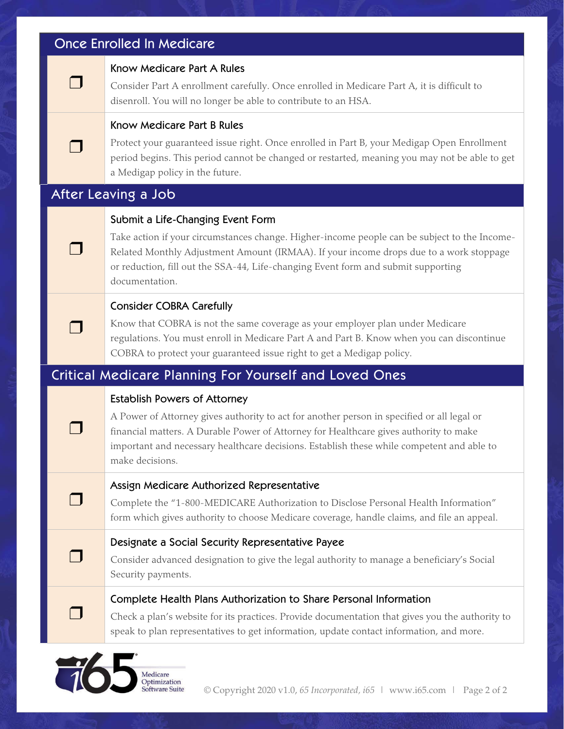## Once Enrolled In Medicare

- [ ] **Know Medicare Part A Rules**

  Consider Part A enrollment carefully. Once enrolled in Medicare Part A, it is difficult to disenroll. You will no longer be able to contribute to an HSA.

- [ ] **Know Medicare Part B Rules**

  Protect your guaranteed issue right. Once enrolled in Part B, your Medigap Open Enrollment period begins. This period cannot be changed or restarted, meaning you may not be able to get a Medigap policy in the future.

## After Leaving a Job

- [ ] **Submit a Life-Changing Event Form**

  Take action if your circumstances change. Higher-income people can be subject to the Income-Related Monthly Adjustment Amount (IRMAA). If your income drops due to a work stoppage or reduction, fill out the SSA-44, Life-changing Event form and submit supporting documentation.

- [ ] **Consider COBRA Carefully**

  Know that COBRA is not the same coverage as your employer plan under Medicare regulations. You must enroll in Medicare Part A and Part B. Know when you can discontinue COBRA to protect your guaranteed issue right to get a Medigap policy.

## Critical Medicare Planning For Yourself and Loved Ones

- [ ] **Establish Powers of Attorney**

  A Power of Attorney gives authority to act for another person in specified or all legal or financial matters. A Durable Power of Attorney for Healthcare gives authority to make important and necessary healthcare decisions. Establish these while competent and able to make decisions.

- [ ] **Assign Medicare Authorized Representative**

  Complete the "1-800-MEDICARE Authorization to Disclose Personal Health Information" form which gives authority to choose Medicare coverage, handle claims, and file an appeal.

- [ ] **Designate a Social Security Representative Payee**

  Consider advanced designation to give the legal authority to manage a beneficiary's Social Security payments.

- [ ] **Complete Health Plans Authorization to Share Personal Information**

  Check a plan's website for its practices. Provide documentation that gives you the authority to speak to plan representatives to get information, update contact information, and more.

i65 Medicare Optimization Software Suite

© Copyright 2020 v1.0, *65 Incorporated, i65* | www.i65.com